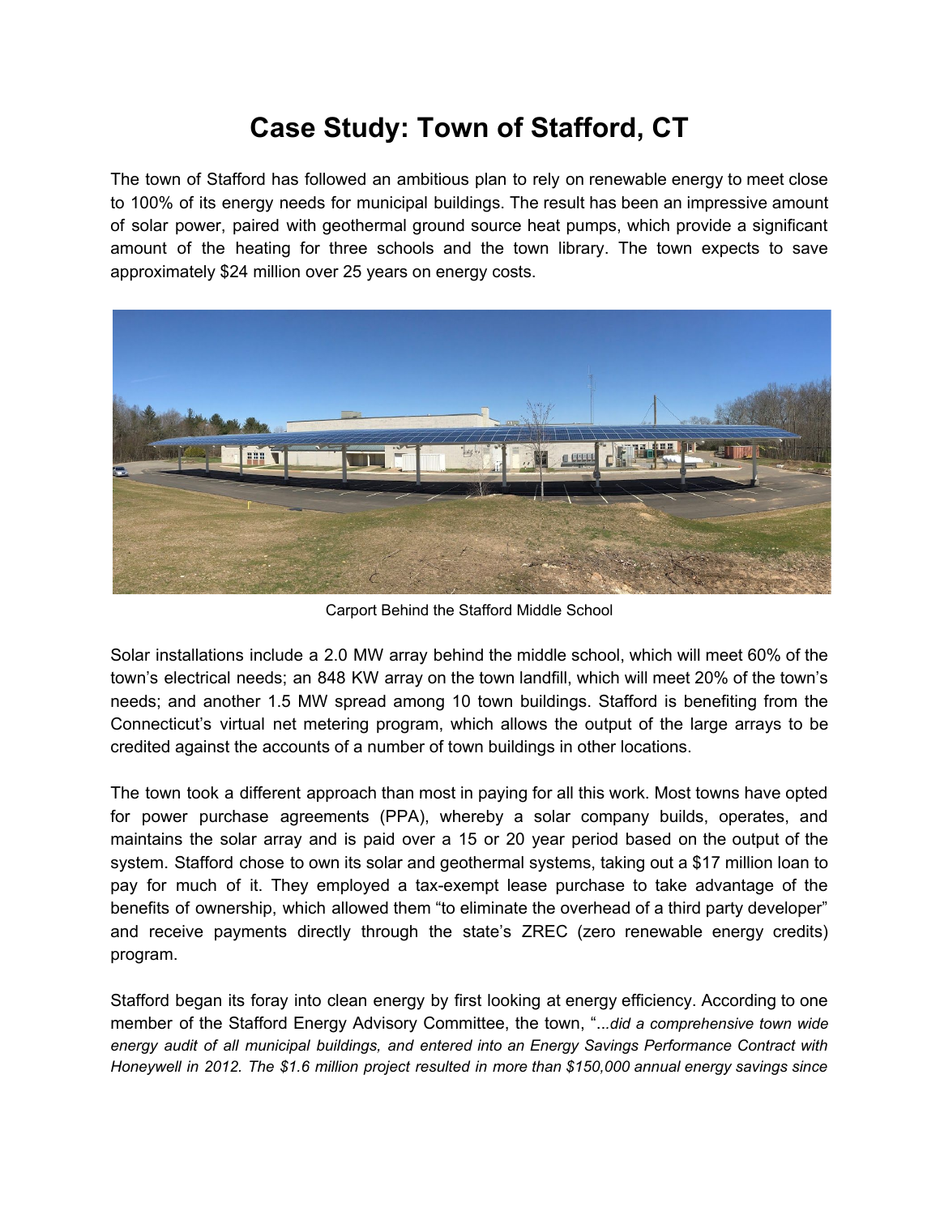# Case Study: Town of Stafford, CT

The town of Stafford has followed an ambitious plan to rely on renewable energy to meet close to 100% of its energy needs for municipal buildings. The result has been an impressive amount of solar power, paired with geothermal ground source heat pumps, which provide a significant amount of the heating for three schools and the town library. The town expects to save approximately $24 million over 25 years on energy costs.

Carport Behind the Stafford Middle School

Solar installations include a 2.0 MW array behind the middle school, which will meet 60% of the town's electrical needs; an 848 KW array on the town landfill, which will meet 20% of the town's needs; and another 1.5 MW spread among 10 town buildings. Stafford is benefiting from the Connecticut's virtual net metering program, which allows the output of the large arrays to be credited against the accounts of a number of town buildings in other locations.

The town took a different approach than most in paying for all this work. Most towns have opted for power purchase agreements (PPA), whereby a solar company builds, operates, and maintains the solar array and is paid over a 15 or 20 year period based on the output of the system. Stafford chose to own its solar and geothermal systems, taking out a $17 million loan to pay for much of it. They employed a tax-exempt lease purchase to take advantage of the benefits of ownership, which allowed them "to eliminate the overhead of a third party developer" and receive payments directly through the state's ZREC (zero renewable energy credits) program.

Stafford began its foray into clean energy by first looking at energy efficiency. According to one member of the Stafford Energy Advisory Committee, the town, "*...did a comprehensive town wide energy audit of all municipal buildings, and entered into an Energy Savings Performance Contract with Honeywell in 2012. The $1.6 million project resulted in more than $150,000 annual energy savings since*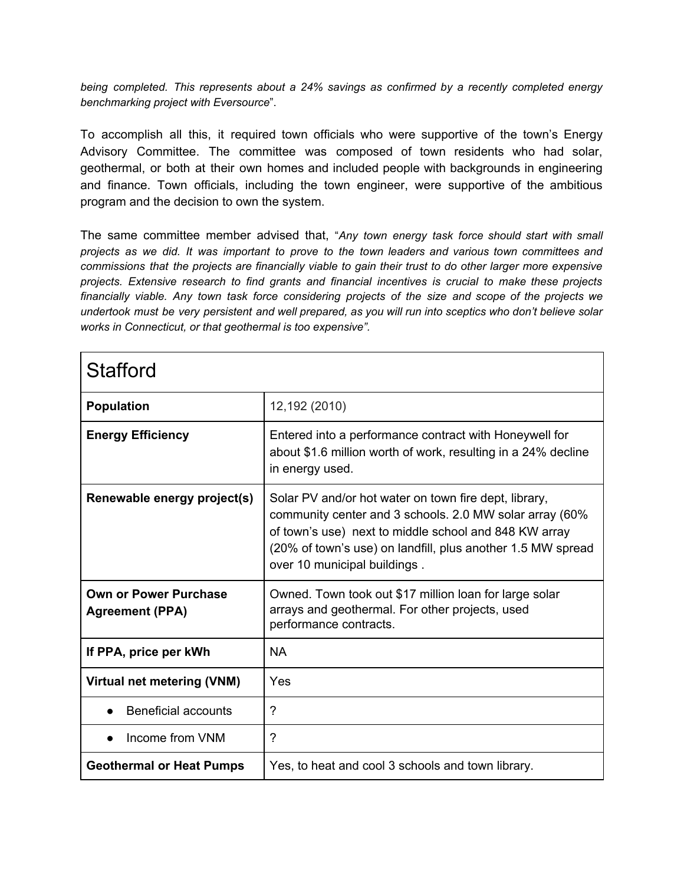*being completed. This represents about a 24% savings as confirmed by a recently completed energy benchmarking project with Eversource*".

To accomplish all this, it required town officials who were supportive of the town's Energy Advisory Committee. The committee was composed of town residents who had solar, geothermal, or both at their own homes and included people with backgrounds in engineering and finance. Town officials, including the town engineer, were supportive of the ambitious program and the decision to own the system.

The same committee member advised that, "*Any town energy task force should start with small projects as we did. It was important to prove to the town leaders and various town committees and commissions that the projects are financially viable to gain their trust to do other larger more expensive projects. Extensive research to find grants and financial incentives is crucial to make these projects financially viable. Any town task force considering projects of the size and scope of the projects we undertook must be very persistent and well prepared, as you will run into sceptics who don't believe solar works in Connecticut, or that geothermal is too expensive".*

| Stafford | |
|---|---|
| **Population** | 12,192 (2010) |
| **Energy Efficiency** | Entered into a performance contract with Honeywell for about $1.6 million worth of work, resulting in a 24% decline in energy used. |
| **Renewable energy project(s)** | Solar PV and/or hot water on town fire dept, library, community center and 3 schools. 2.0 MW solar array (60% of town's use) next to middle school and 848 KW array (20% of town's use) on landfill, plus another 1.5 MW spread over 10 municipal buildings . |
| **Own or Power Purchase Agreement (PPA)** | Owned. Town took out $17 million loan for large solar arrays and geothermal. For other projects, used performance contracts. |
| **If PPA, price per kWh** | NA |
| **Virtual net metering (VNM)** | Yes |
| • Beneficial accounts | ? |
| • Income from VNM | ? |
| **Geothermal or Heat Pumps** | Yes, to heat and cool 3 schools and town library. |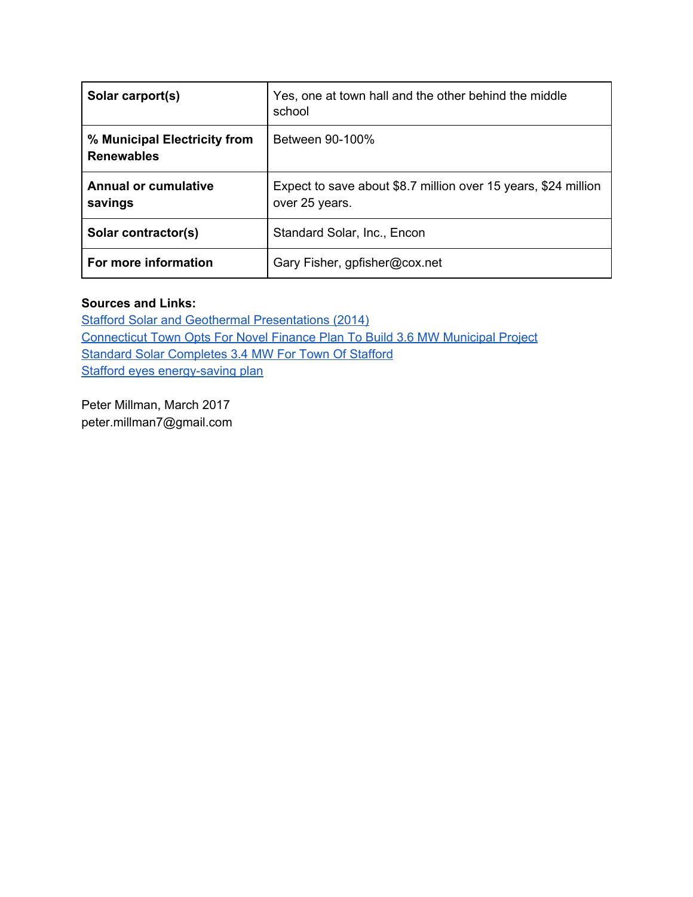| | |
|---|---|
| **Solar carport(s)** | Yes, one at town hall and the other behind the middle school |
| **% Municipal Electricity from Renewables** | Between 90-100% |
| **Annual or cumulative savings** | Expect to save about $8.7 million over 15 years, $24 million over 25 years. |
| **Solar contractor(s)** | Standard Solar, Inc., Encon |
| **For more information** | Gary Fisher, gpfisher@cox.net |

**Sources and Links:**
Stafford Solar and Geothermal Presentations (2014)
Connecticut Town Opts For Novel Finance Plan To Build 3.6 MW Municipal Project
Standard Solar Completes 3.4 MW For Town Of Stafford
Stafford eyes energy-saving plan

Peter Millman, March 2017
peter.millman7@gmail.com